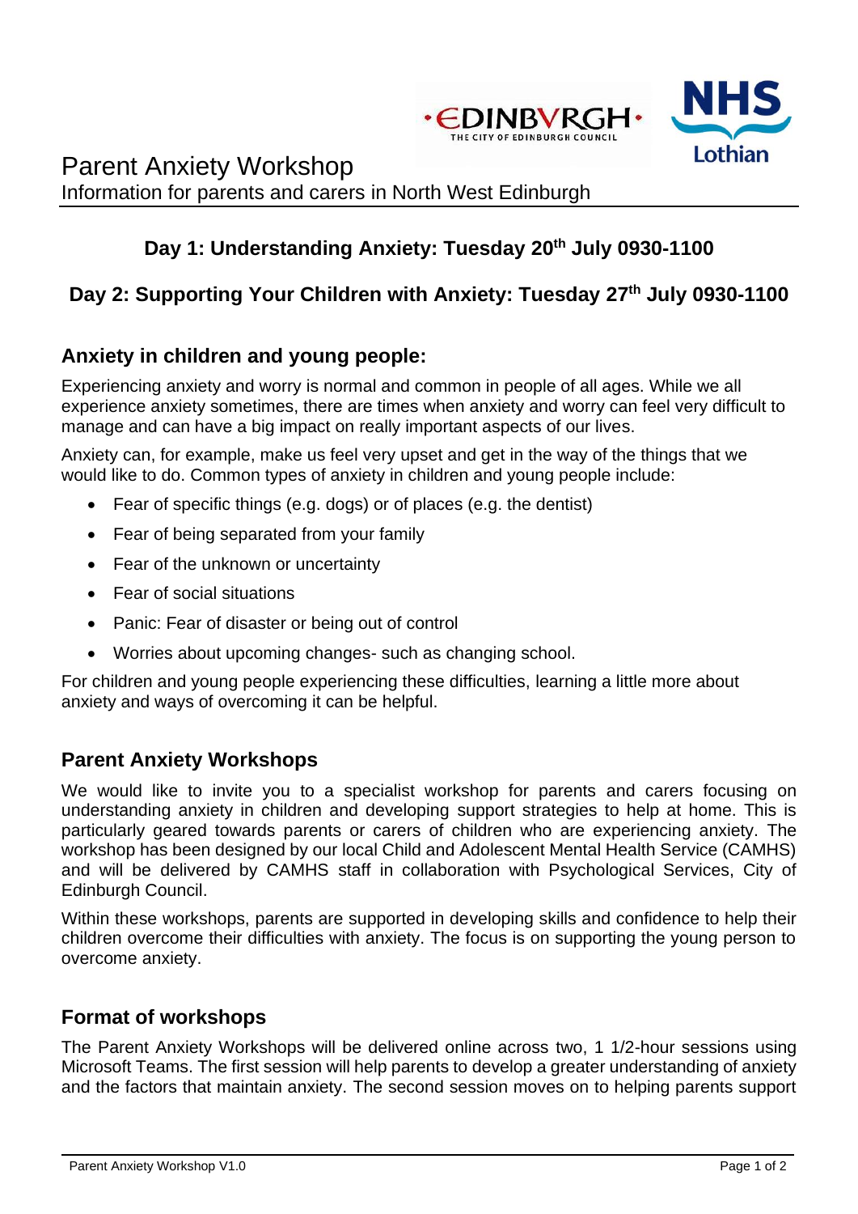# Parent Anxiety Workshop

Information for parents and carers in North West Edinburgh

**Day 1: Understanding Anxiety: Tuesday 20th July 0930-1100**

**Day 2: Supporting Your Children with Anxiety: Tuesday 27th July 0930-1100**

## Anxiety in children and young people:

Experiencing anxiety and worry is normal and common in people of all ages. While we all experience anxiety sometimes, there are times when anxiety and worry can feel very difficult to manage and can have a big impact on really important aspects of our lives.

Anxiety can, for example, make us feel very upset and get in the way of the things that we would like to do. Common types of anxiety in children and young people include:

- Fear of specific things (e.g. dogs) or of places (e.g. the dentist)
- Fear of being separated from your family
- Fear of the unknown or uncertainty
- Fear of social situations
- Panic: Fear of disaster or being out of control
- Worries about upcoming changes- such as changing school.

For children and young people experiencing these difficulties, learning a little more about anxiety and ways of overcoming it can be helpful.

## Parent Anxiety Workshops

We would like to invite you to a specialist workshop for parents and carers focusing on understanding anxiety in children and developing support strategies to help at home. This is particularly geared towards parents or carers of children who are experiencing anxiety. The workshop has been designed by our local Child and Adolescent Mental Health Service (CAMHS) and will be delivered by CAMHS staff in collaboration with Psychological Services, City of Edinburgh Council.

Within these workshops, parents are supported in developing skills and confidence to help their children overcome their difficulties with anxiety. The focus is on supporting the young person to overcome anxiety.

## Format of workshops

The Parent Anxiety Workshops will be delivered online across two, 1 1/2-hour sessions using Microsoft Teams. The first session will help parents to develop a greater understanding of anxiety and the factors that maintain anxiety. The second session moves on to helping parents support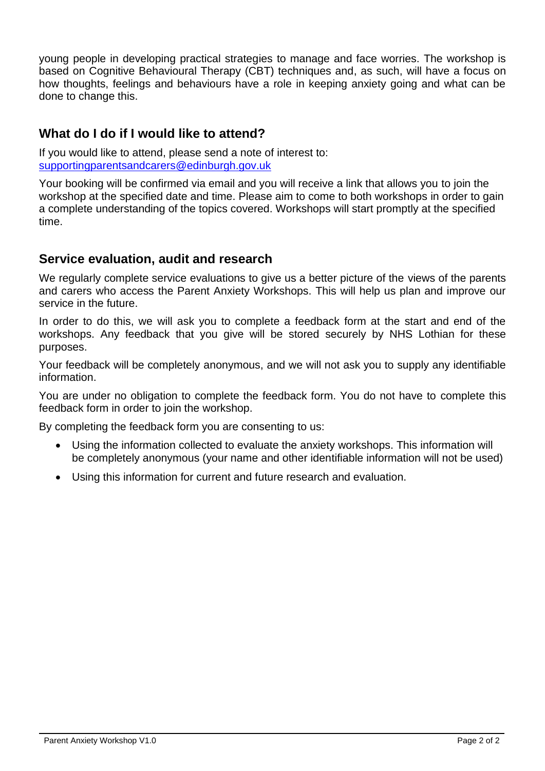young people in developing practical strategies to manage and face worries. The workshop is based on Cognitive Behavioural Therapy (CBT) techniques and, as such, will have a focus on how thoughts, feelings and behaviours have a role in keeping anxiety going and what can be done to change this.

## What do I do if I would like to attend?

If you would like to attend, please send a note of interest to:
supportingparentsandcarers@edinburgh.gov.uk

Your booking will be confirmed via email and you will receive a link that allows you to join the workshop at the specified date and time. Please aim to come to both workshops in order to gain a complete understanding of the topics covered. Workshops will start promptly at the specified time.

## Service evaluation, audit and research

We regularly complete service evaluations to give us a better picture of the views of the parents and carers who access the Parent Anxiety Workshops. This will help us plan and improve our service in the future.

In order to do this, we will ask you to complete a feedback form at the start and end of the workshops. Any feedback that you give will be stored securely by NHS Lothian for these purposes.

Your feedback will be completely anonymous, and we will not ask you to supply any identifiable information.

You are under no obligation to complete the feedback form. You do not have to complete this feedback form in order to join the workshop.

By completing the feedback form you are consenting to us:

- Using the information collected to evaluate the anxiety workshops. This information will be completely anonymous (your name and other identifiable information will not be used)
- Using this information for current and future research and evaluation.